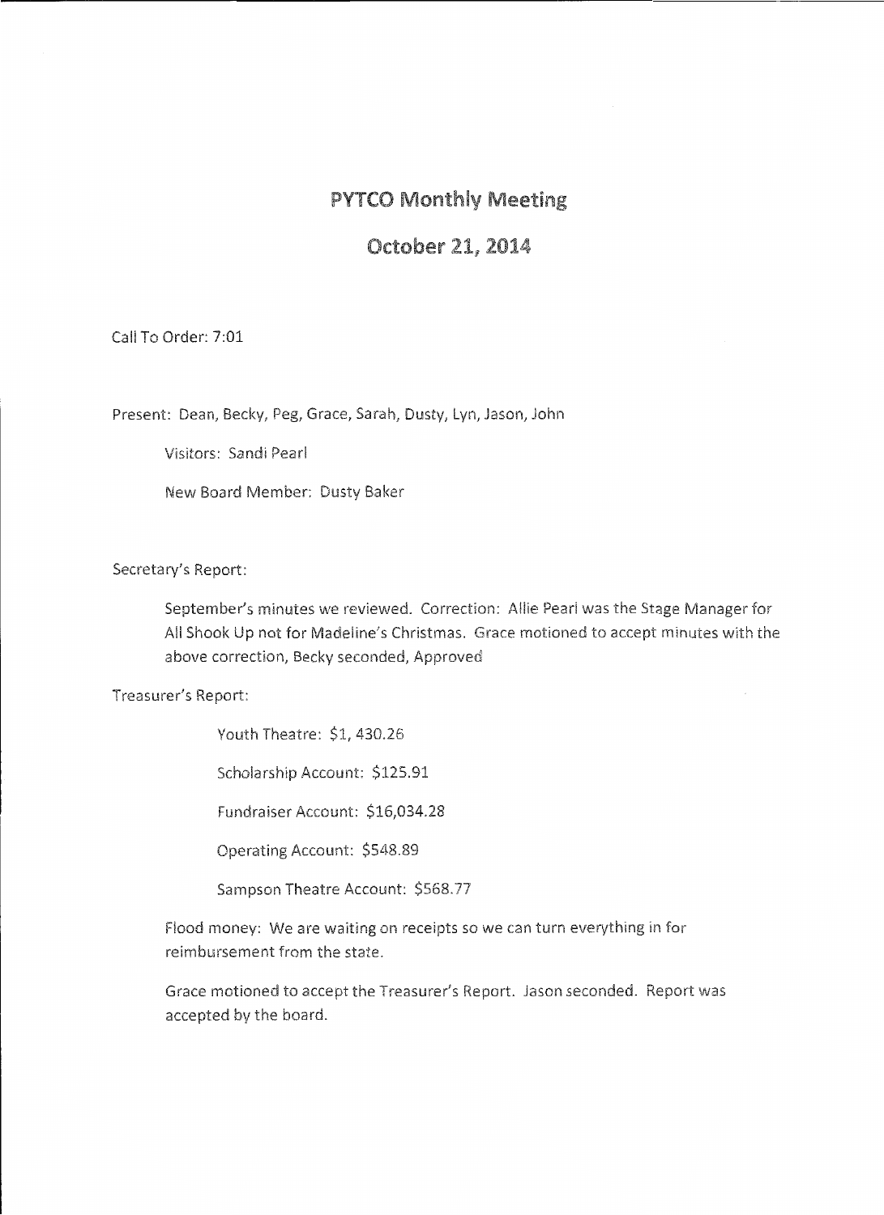# PYTCO Monthly Meeting

## October 21, 2014

Call To Order: 7:01

Present: Dean, Becky, Peg, Grace, Sarah, Dusty, Lyn, Jason, John

Visitors: Sandi Pearl

New Board Member: Dusty Baker

Secretary's Report:

September's minutes we reviewed. Correction: Allie Pearl was the Stage Manager for All Shook Up not for Madeline's Christmas. Grace motioned to accept minutes with the above correction, Becky seconded, Approved

Treasurer's Report:

Youth Theatre: $1, 430.26

Scholarship Account: $125.91

Fundraiser Account: $16,034.28

Operating Account: $548.89

Sampson Theatre Account: $568.77

Flood money: We are waiting on receipts so we can turn everything in for reimbursement from the state.

Grace motioned to accept the Treasurer's Report. Jason seconded. Report was accepted by the board.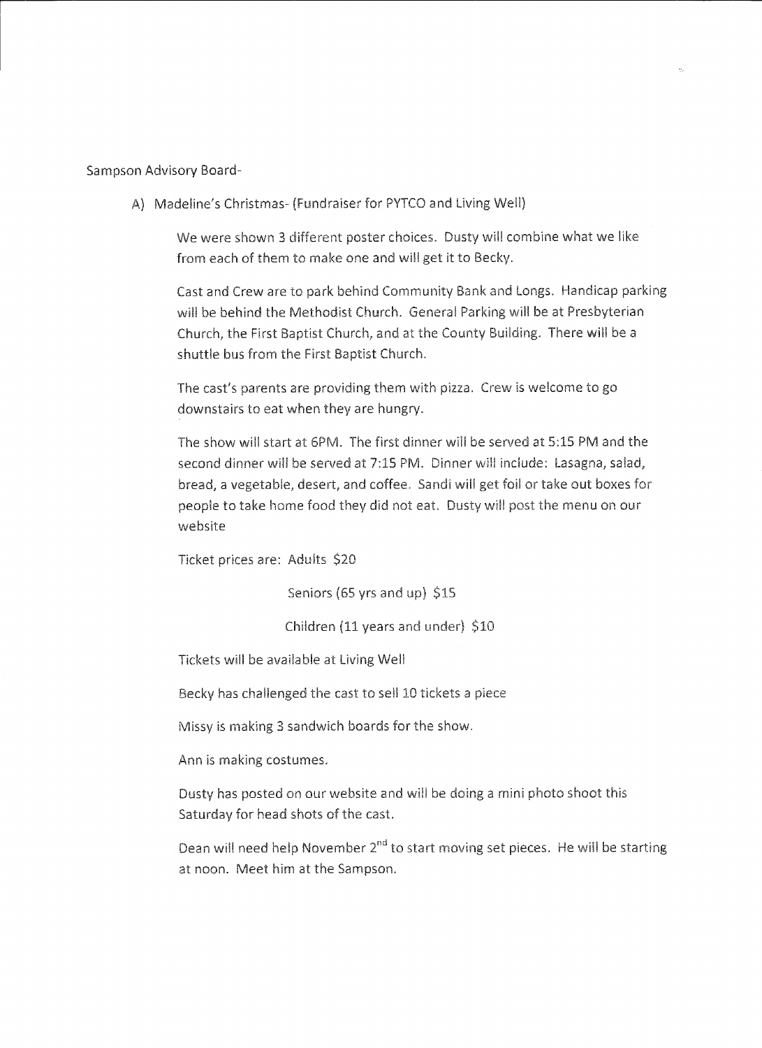Sampson Advisory Board-

A) Madeline's Christmas- (Fundraiser for PYTCO and Living Well)

We were shown 3 different poster choices. Dusty will combine what we like from each of them to make one and will get it to Becky.

Cast and Crew are to park behind Community Bank and Longs. Handicap parking will be behind the Methodist Church. General Parking will be at Presbyterian Church, the First Baptist Church, and at the County Building. There will be a shuttle bus from the First Baptist Church.

The cast's parents are providing them with pizza. Crew is welcome to go downstairs to eat when they are hungry.

The show will start at 6PM. The first dinner will be served at 5:15 PM and the second dinner will be served at 7:15 PM. Dinner will include: Lasagna, salad, bread, a vegetable, desert, and coffee. Sandi will get foil or take out boxes for people to take home food they did not eat. Dusty will post the menu on our website

Ticket prices are: Adults $20

Seniors (65 yrs and up) $15

Children (11 years and under) $10

Tickets will be available at Living Well

Becky has challenged the cast to sell 10 tickets a piece

Missy is making 3 sandwich boards for the show.

Ann is making costumes.

Dusty has posted on our website and will be doing a mini photo shoot this Saturday for head shots of the cast.

Dean will need help November 2nd to start moving set pieces. He will be starting at noon. Meet him at the Sampson.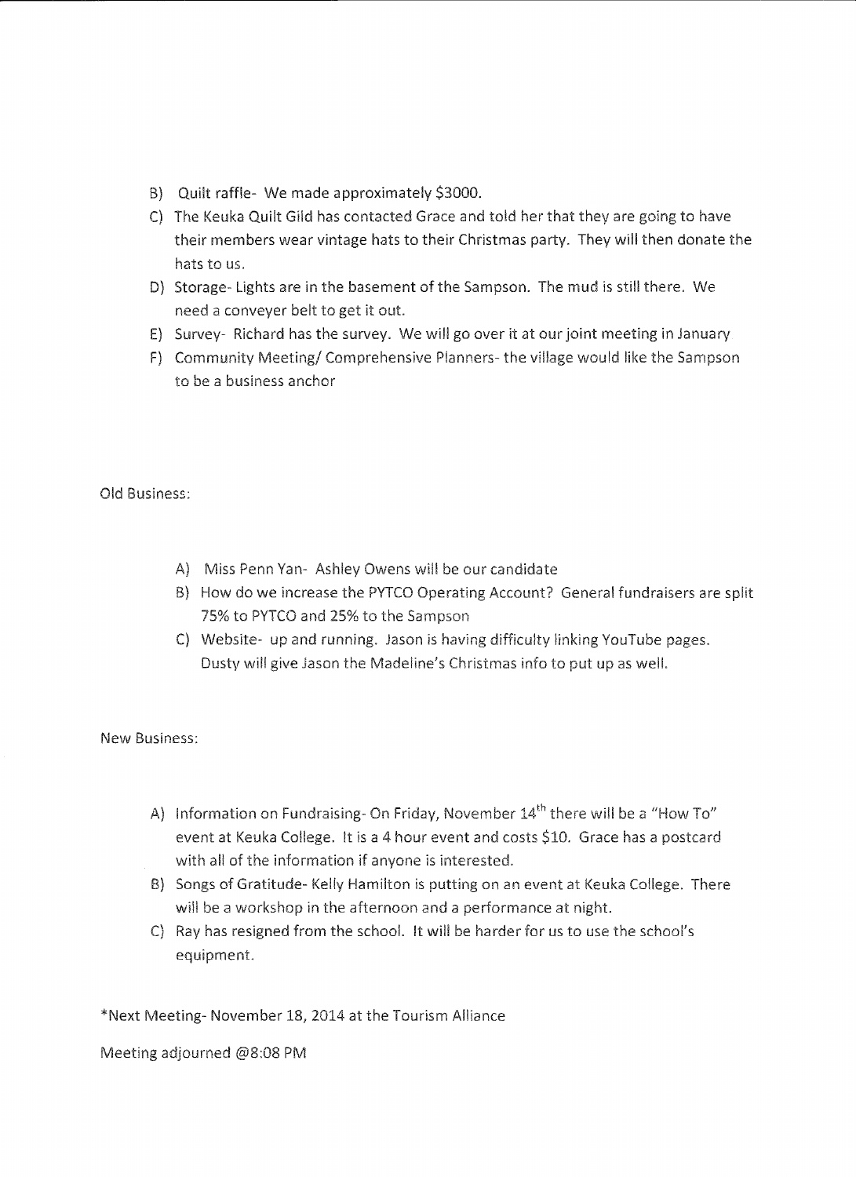B) Quilt raffle- We made approximately $3000.

C) The Keuka Quilt Gild has contacted Grace and told her that they are going to have their members wear vintage hats to their Christmas party. They will then donate the hats to us.

D) Storage- Lights are in the basement of the Sampson. The mud is still there. We need a conveyer belt to get it out.

E) Survey- Richard has the survey. We will go over it at our joint meeting in January

F) Community Meeting/ Comprehensive Planners- the village would like the Sampson to be a business anchor

Old Business:

A) Miss Penn Yan- Ashley Owens will be our candidate

B) How do we increase the PYTCO Operating Account? General fundraisers are split 75% to PYTCO and 25% to the Sampson

C) Website- up and running. Jason is having difficulty linking YouTube pages. Dusty will give Jason the Madeline's Christmas info to put up as well.

New Business:

A) Information on Fundraising- On Friday, November 14th there will be a "How To" event at Keuka College. It is a 4 hour event and costs $10. Grace has a postcard with all of the information if anyone is interested.

B) Songs of Gratitude- Kelly Hamilton is putting on an event at Keuka College. There will be a workshop in the afternoon and a performance at night.

C) Ray has resigned from the school. It will be harder for us to use the school's equipment.

*Next Meeting- November 18, 2014 at the Tourism Alliance

Meeting adjourned @8:08 PM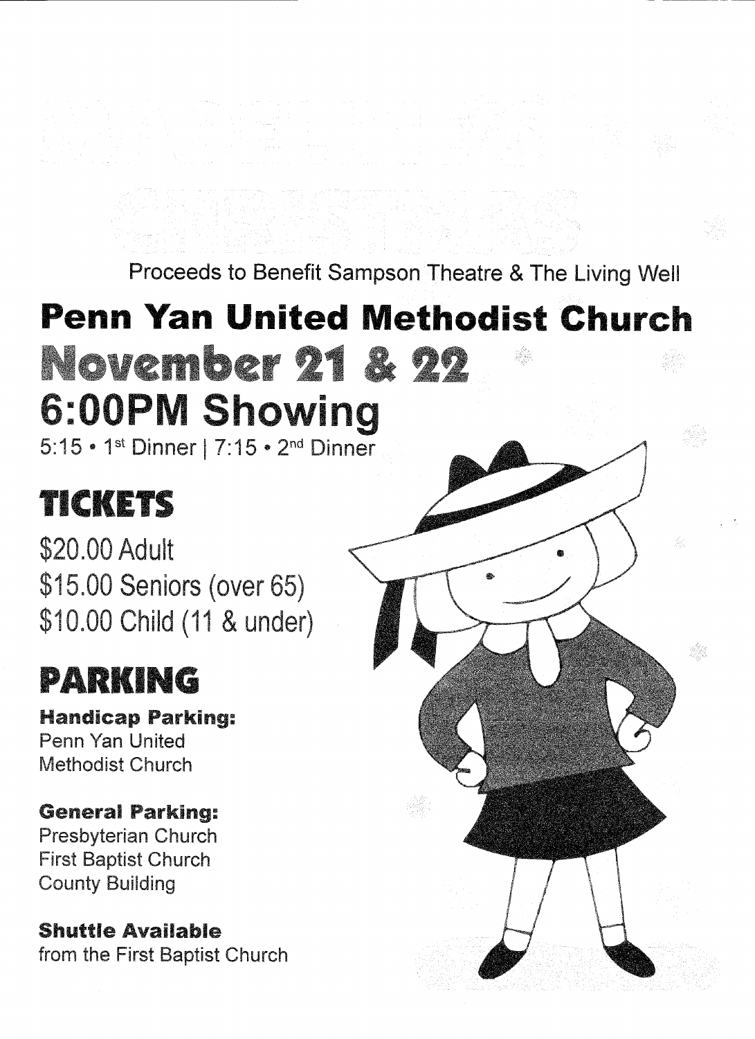Proceeds to Benefit Sampson Theatre & The Living Well

# Penn Yan United Methodist Church

# November 21 & 22

# 6:00PM Showing

5:15 • 1st Dinner | 7:15 • 2nd Dinner

## TICKETS

\$20.00 Adult
\$15.00 Seniors (over 65)
\$10.00 Child (11 & under)

## PARKING

**Handicap Parking:**
Penn Yan United Methodist Church

**General Parking:**
Presbyterian Church
First Baptist Church
County Building

**Shuttle Available**
from the First Baptist Church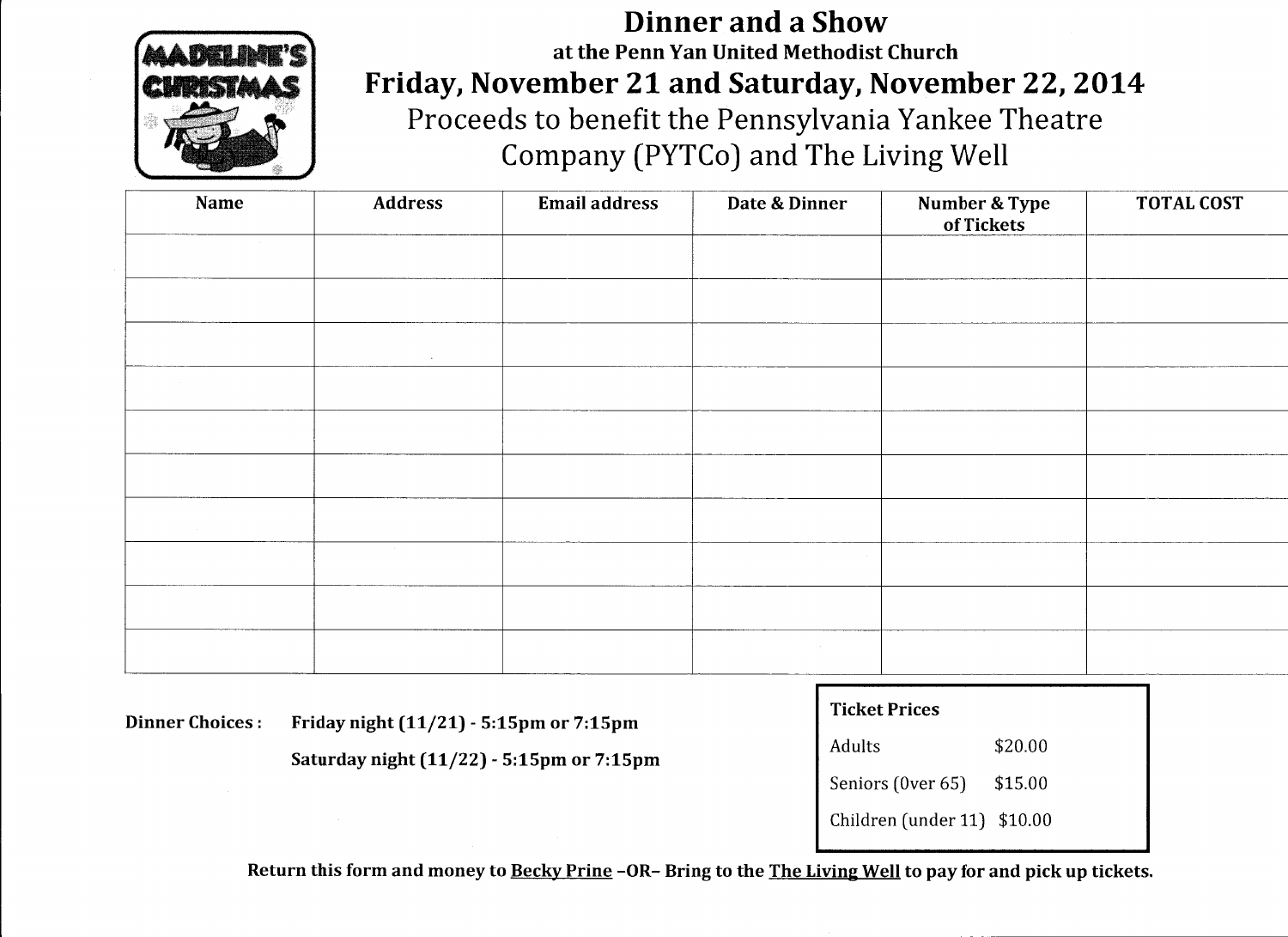# Dinner and a Show

**at the Penn Yan United Methodist Church**

## Friday, November 21 and Saturday, November 22, 2014

Proceeds to benefit the Pennsylvania Yankee Theatre Company (PYTCo) and The Living Well

| Name | Address | Email address | Date & Dinner | Number & Type of Tickets | TOTAL COST |
|---|---|---|---|---|---|
| | | | | | |
| | | | | | |
| | | | | | |
| | | | | | |
| | | | | | |
| | | | | | |
| | | | | | |
| | | | | | |
| | | | | | |
| | | | | | |

**Dinner Choices:** **Friday night (11/21) - 5:15pm or 7:15pm**

**Saturday night (11/22) - 5:15pm or 7:15pm**

**Ticket Prices**

| | |
|---|---|
| Adults | $20.00 |
| Seniors (Over 65) | $15.00 |
| Children (under 11) | $10.00 |

**Return this form and money to Becky Prine –OR– Bring to the The Living Well to pay for and pick up tickets.**